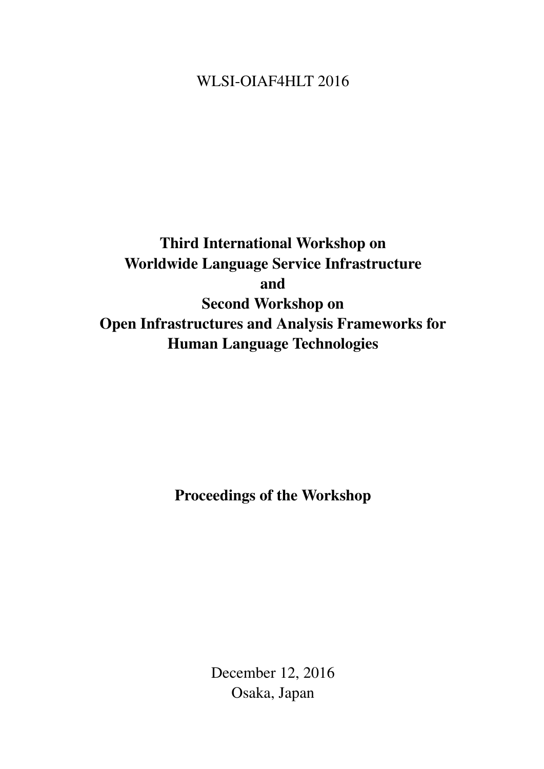WLSI-OIAF4HLT 2016

# Third International Workshop on Worldwide Language Service Infrastructure and Second Workshop on Open Infrastructures and Analysis Frameworks for Human Language Technologies

**Proceedings of the Workshop**

December 12, 2016
Osaka, Japan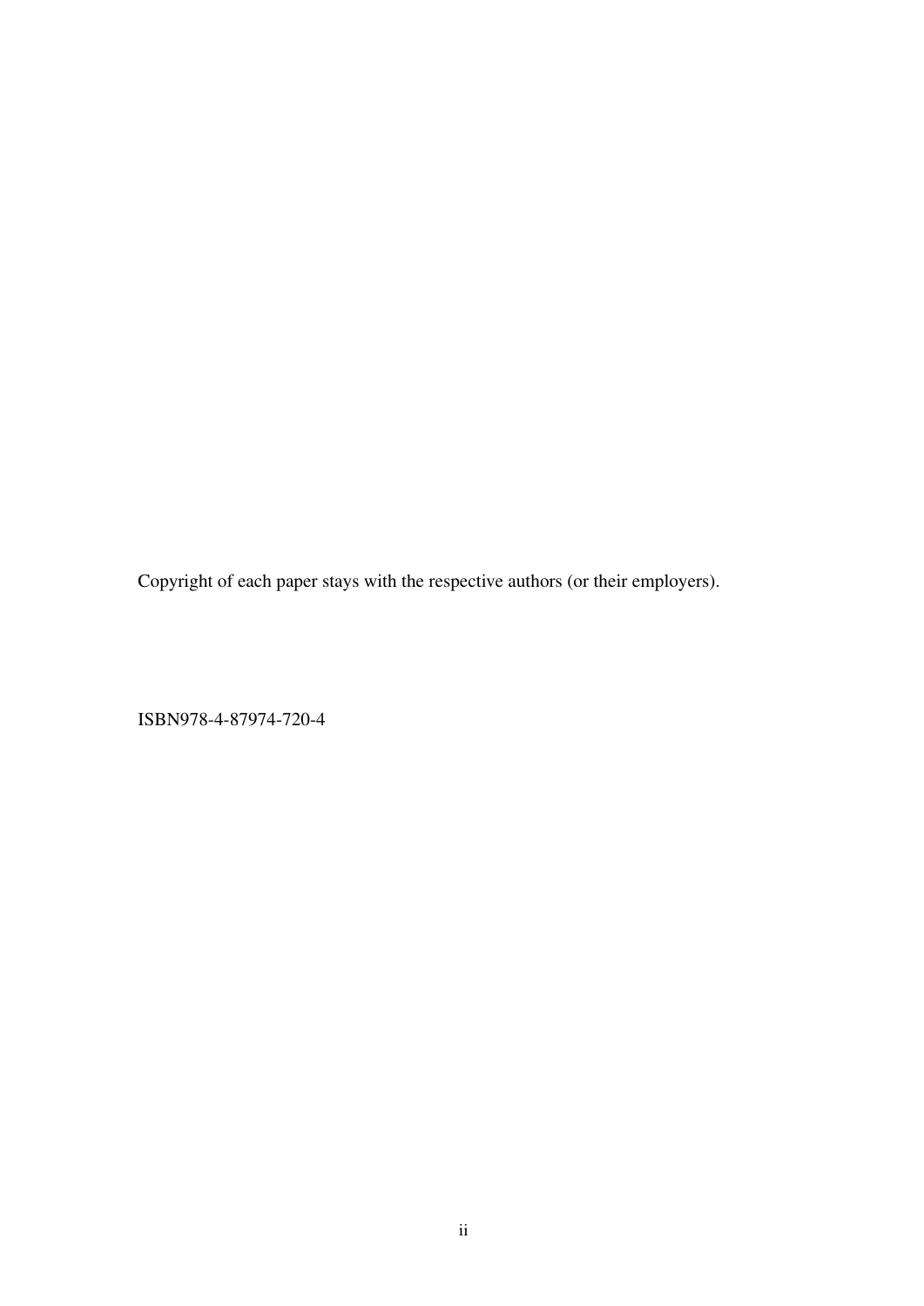Copyright of each paper stays with the respective authors (or their employers).

ISBN978-4-87974-720-4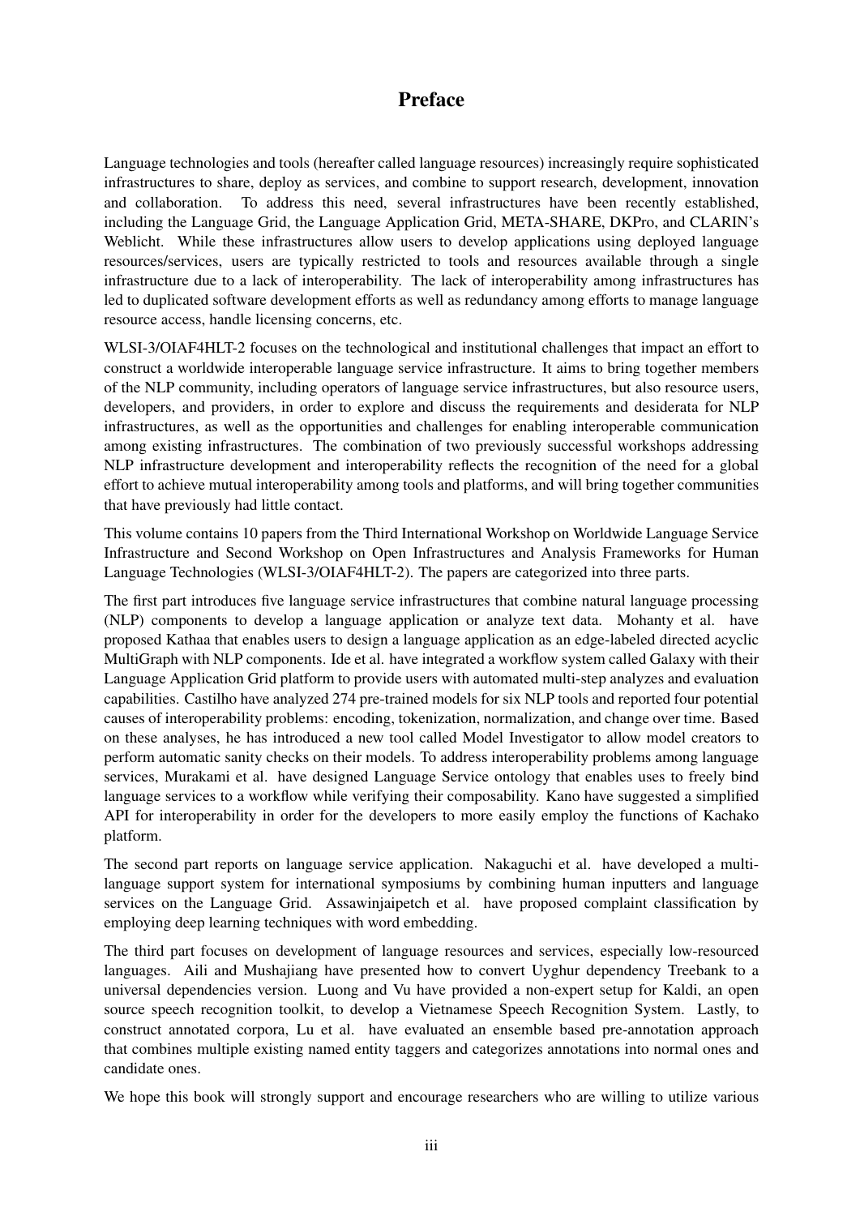# Preface

Language technologies and tools (hereafter called language resources) increasingly require sophisticated infrastructures to share, deploy as services, and combine to support research, development, innovation and collaboration. To address this need, several infrastructures have been recently established, including the Language Grid, the Language Application Grid, META-SHARE, DKPro, and CLARIN's Weblicht. While these infrastructures allow users to develop applications using deployed language resources/services, users are typically restricted to tools and resources available through a single infrastructure due to a lack of interoperability. The lack of interoperability among infrastructures has led to duplicated software development efforts as well as redundancy among efforts to manage language resource access, handle licensing concerns, etc.

WLSI-3/OIAF4HLT-2 focuses on the technological and institutional challenges that impact an effort to construct a worldwide interoperable language service infrastructure. It aims to bring together members of the NLP community, including operators of language service infrastructures, but also resource users, developers, and providers, in order to explore and discuss the requirements and desiderata for NLP infrastructures, as well as the opportunities and challenges for enabling interoperable communication among existing infrastructures. The combination of two previously successful workshops addressing NLP infrastructure development and interoperability reflects the recognition of the need for a global effort to achieve mutual interoperability among tools and platforms, and will bring together communities that have previously had little contact.

This volume contains 10 papers from the Third International Workshop on Worldwide Language Service Infrastructure and Second Workshop on Open Infrastructures and Analysis Frameworks for Human Language Technologies (WLSI-3/OIAF4HLT-2). The papers are categorized into three parts.

The first part introduces five language service infrastructures that combine natural language processing (NLP) components to develop a language application or analyze text data. Mohanty et al. have proposed Kathaa that enables users to design a language application as an edge-labeled directed acyclic MultiGraph with NLP components. Ide et al. have integrated a workflow system called Galaxy with their Language Application Grid platform to provide users with automated multi-step analyzes and evaluation capabilities. Castilho have analyzed 274 pre-trained models for six NLP tools and reported four potential causes of interoperability problems: encoding, tokenization, normalization, and change over time. Based on these analyses, he has introduced a new tool called Model Investigator to allow model creators to perform automatic sanity checks on their models. To address interoperability problems among language services, Murakami et al. have designed Language Service ontology that enables uses to freely bind language services to a workflow while verifying their composability. Kano have suggested a simplified API for interoperability in order for the developers to more easily employ the functions of Kachako platform.

The second part reports on language service application. Nakaguchi et al. have developed a multi-language support system for international symposiums by combining human inputters and language services on the Language Grid. Assawinjaipetch et al. have proposed complaint classification by employing deep learning techniques with word embedding.

The third part focuses on development of language resources and services, especially low-resourced languages. Aili and Mushajiang have presented how to convert Uyghur dependency Treebank to a universal dependencies version. Luong and Vu have provided a non-expert setup for Kaldi, an open source speech recognition toolkit, to develop a Vietnamese Speech Recognition System. Lastly, to construct annotated corpora, Lu et al. have evaluated an ensemble based pre-annotation approach that combines multiple existing named entity taggers and categorizes annotations into normal ones and candidate ones.

We hope this book will strongly support and encourage researchers who are willing to utilize various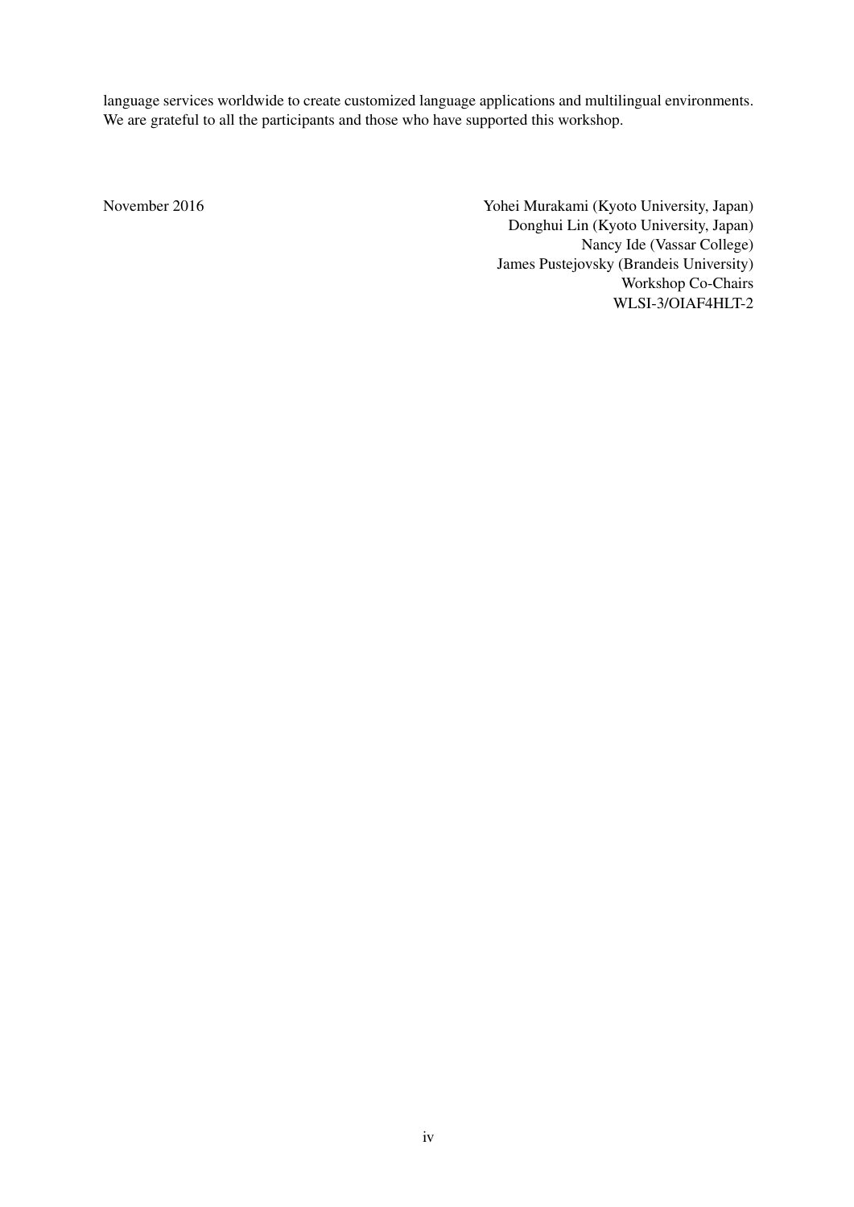language services worldwide to create customized language applications and multilingual environments. We are grateful to all the participants and those who have supported this workshop.

November 2016

Yohei Murakami (Kyoto University, Japan)
Donghui Lin (Kyoto University, Japan)
Nancy Ide (Vassar College)
James Pustejovsky (Brandeis University)
Workshop Co-Chairs
WLSI-3/OIAF4HLT-2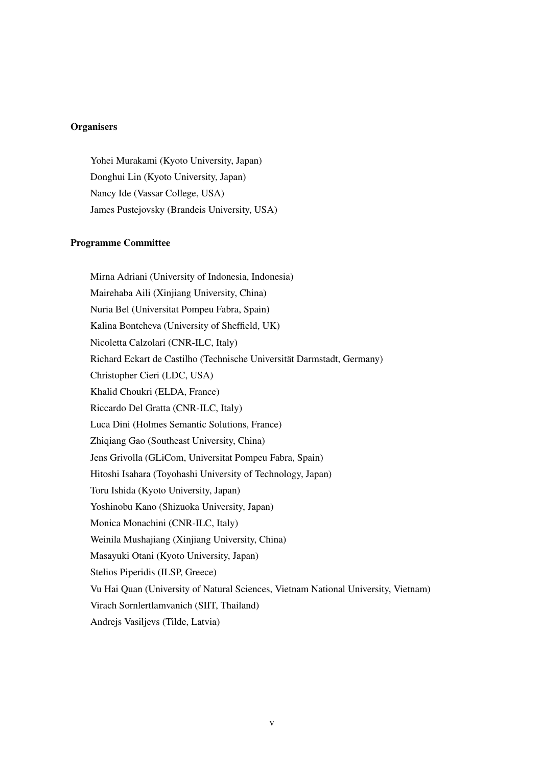**Organisers**

Yohei Murakami (Kyoto University, Japan)  
Donghui Lin (Kyoto University, Japan)  
Nancy Ide (Vassar College, USA)  
James Pustejovsky (Brandeis University, USA)

**Programme Committee**

Mirna Adriani (University of Indonesia, Indonesia)  
Mairehaba Aili (Xinjiang University, China)  
Nuria Bel (Universitat Pompeu Fabra, Spain)  
Kalina Bontcheva (University of Sheffield, UK)  
Nicoletta Calzolari (CNR-ILC, Italy)  
Richard Eckart de Castilho (Technische Universität Darmstadt, Germany)  
Christopher Cieri (LDC, USA)  
Khalid Choukri (ELDA, France)  
Riccardo Del Gratta (CNR-ILC, Italy)  
Luca Dini (Holmes Semantic Solutions, France)  
Zhiqiang Gao (Southeast University, China)  
Jens Grivolla (GLiCom, Universitat Pompeu Fabra, Spain)  
Hitoshi Isahara (Toyohashi University of Technology, Japan)  
Toru Ishida (Kyoto University, Japan)  
Yoshinobu Kano (Shizuoka University, Japan)  
Monica Monachini (CNR-ILC, Italy)  
Weinila Mushajiang (Xinjiang University, China)  
Masayuki Otani (Kyoto University, Japan)  
Stelios Piperidis (ILSP, Greece)  
Vu Hai Quan (University of Natural Sciences, Vietnam National University, Vietnam)  
Virach Sornlertlamvanich (SIIT, Thailand)  
Andrejs Vasiljevs (Tilde, Latvia)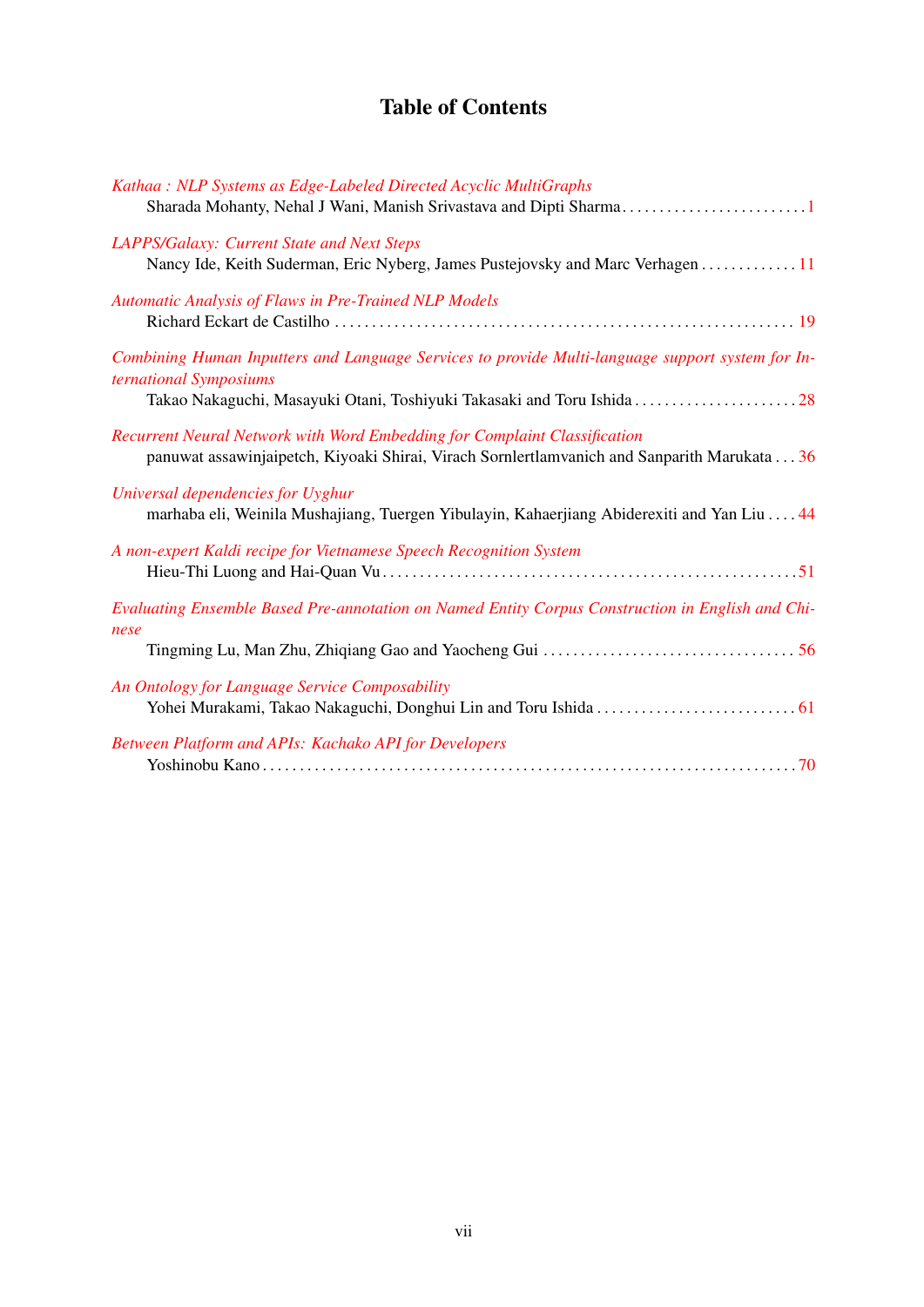# Table of Contents

*Kathaa : NLP Systems as Edge-Labeled Directed Acyclic MultiGraphs*
Sharada Mohanty, Nehal J Wani, Manish Srivastava and Dipti Sharma . . . . . . . . . . . . . . . . . . . . . . . . . 1

*LAPPS/Galaxy: Current State and Next Steps*
Nancy Ide, Keith Suderman, Eric Nyberg, James Pustejovsky and Marc Verhagen . . . . . . . . . . . . . 11

*Automatic Analysis of Flaws in Pre-Trained NLP Models*
Richard Eckart de Castilho . . . . . . . . . . . . . . . . . . . . . . . . . . . . . . . . . . . . . . . . . . . . . . . . . . . . . . . . . . . . 19

*Combining Human Inputters and Language Services to provide Multi-language support system for International Symposiums*
Takao Nakaguchi, Masayuki Otani, Toshiyuki Takasaki and Toru Ishida . . . . . . . . . . . . . . . . . . . . . . 28

*Recurrent Neural Network with Word Embedding for Complaint Classification*
panuwat assawinjaipetch, Kiyoaki Shirai, Virach Sornlertlamvanich and Sanparith Marukata . . . 36

*Universal dependencies for Uyghur*
marhaba eli, Weinila Mushajiang, Tuergen Yibulayin, Kahaerjiang Abiderexiti and Yan Liu . . . . 44

*A non-expert Kaldi recipe for Vietnamese Speech Recognition System*
Hieu-Thi Luong and Hai-Quan Vu . . . . . . . . . . . . . . . . . . . . . . . . . . . . . . . . . . . . . . . . . . . . . . . . . . . . . . . 51

*Evaluating Ensemble Based Pre-annotation on Named Entity Corpus Construction in English and Chinese*
Tingming Lu, Man Zhu, Zhiqiang Gao and Yaocheng Gui . . . . . . . . . . . . . . . . . . . . . . . . . . . . . . . . . 56

*An Ontology for Language Service Composability*
Yohei Murakami, Takao Nakaguchi, Donghui Lin and Toru Ishida . . . . . . . . . . . . . . . . . . . . . . . . . . . 61

*Between Platform and APIs: Kachako API for Developers*
Yoshinobu Kano . . . . . . . . . . . . . . . . . . . . . . . . . . . . . . . . . . . . . . . . . . . . . . . . . . . . . . . . . . . . . . . . . . . . . . . 70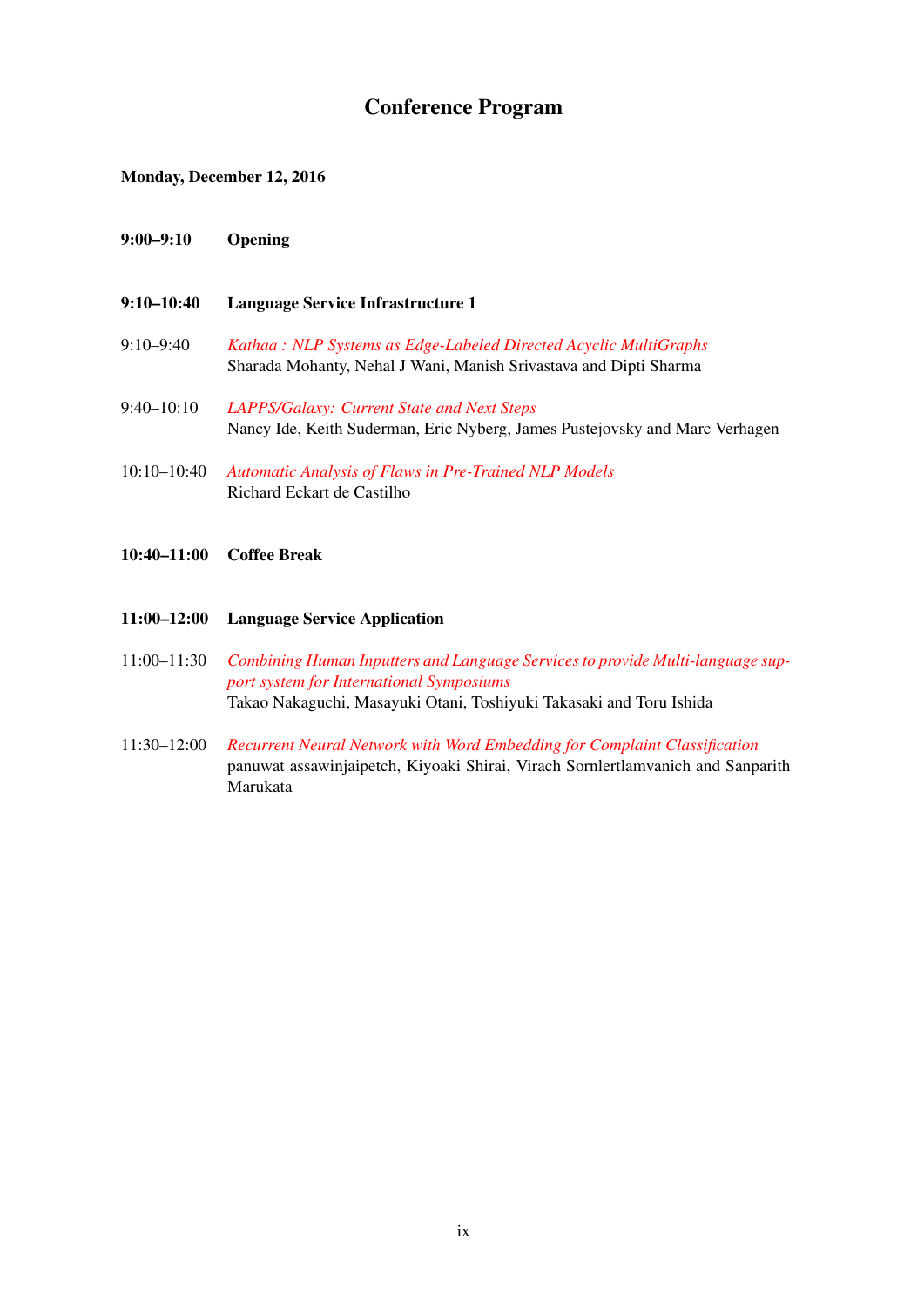# Conference Program

**Monday, December 12, 2016**

**9:00–9:10 Opening**

**9:10–10:40 Language Service Infrastructure 1**

9:10–9:40 *Kathaa : NLP Systems as Edge-Labeled Directed Acyclic MultiGraphs*
Sharada Mohanty, Nehal J Wani, Manish Srivastava and Dipti Sharma

9:40–10:10 *LAPPS/Galaxy: Current State and Next Steps*
Nancy Ide, Keith Suderman, Eric Nyberg, James Pustejovsky and Marc Verhagen

10:10–10:40 *Automatic Analysis of Flaws in Pre-Trained NLP Models*
Richard Eckart de Castilho

**10:40–11:00 Coffee Break**

**11:00–12:00 Language Service Application**

11:00–11:30 *Combining Human Inputters and Language Services to provide Multi-language support system for International Symposiums*
Takao Nakaguchi, Masayuki Otani, Toshiyuki Takasaki and Toru Ishida

11:30–12:00 *Recurrent Neural Network with Word Embedding for Complaint Classification*
panuwat assawinjaipetch, Kiyoaki Shirai, Virach Sornlertlamvanich and Sanparith Marukata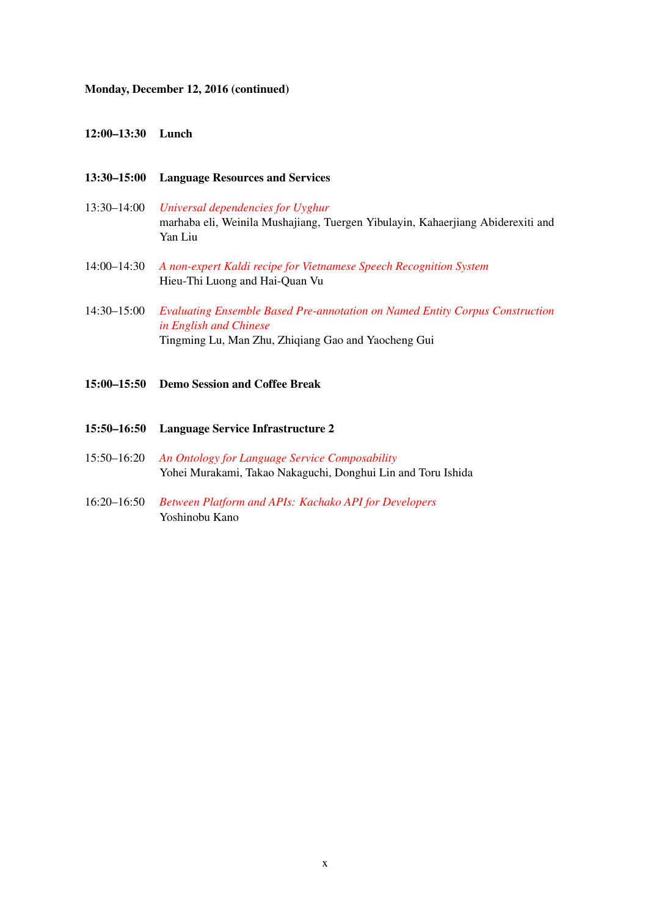**Monday, December 12, 2016 (continued)**

**12:00–13:30 Lunch**

**13:30–15:00 Language Resources and Services**

13:30–14:00 *Universal dependencies for Uyghur*
marhaba eli, Weinila Mushajiang, Tuergen Yibulayin, Kahaerjiang Abiderexiti and Yan Liu

14:00–14:30 *A non-expert Kaldi recipe for Vietnamese Speech Recognition System*
Hieu-Thi Luong and Hai-Quan Vu

14:30–15:00 *Evaluating Ensemble Based Pre-annotation on Named Entity Corpus Construction in English and Chinese*
Tingming Lu, Man Zhu, Zhiqiang Gao and Yaocheng Gui

**15:00–15:50 Demo Session and Coffee Break**

**15:50–16:50 Language Service Infrastructure 2**

15:50–16:20 *An Ontology for Language Service Composability*
Yohei Murakami, Takao Nakaguchi, Donghui Lin and Toru Ishida

16:20–16:50 *Between Platform and APIs: Kachako API for Developers*
Yoshinobu Kano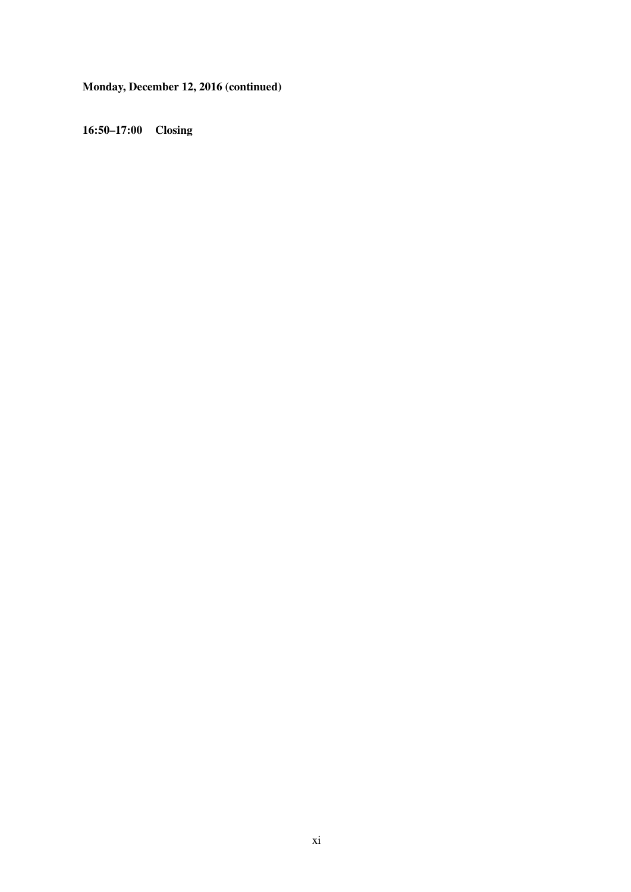**Monday, December 12, 2016 (continued)**

**16:50–17:00 Closing**